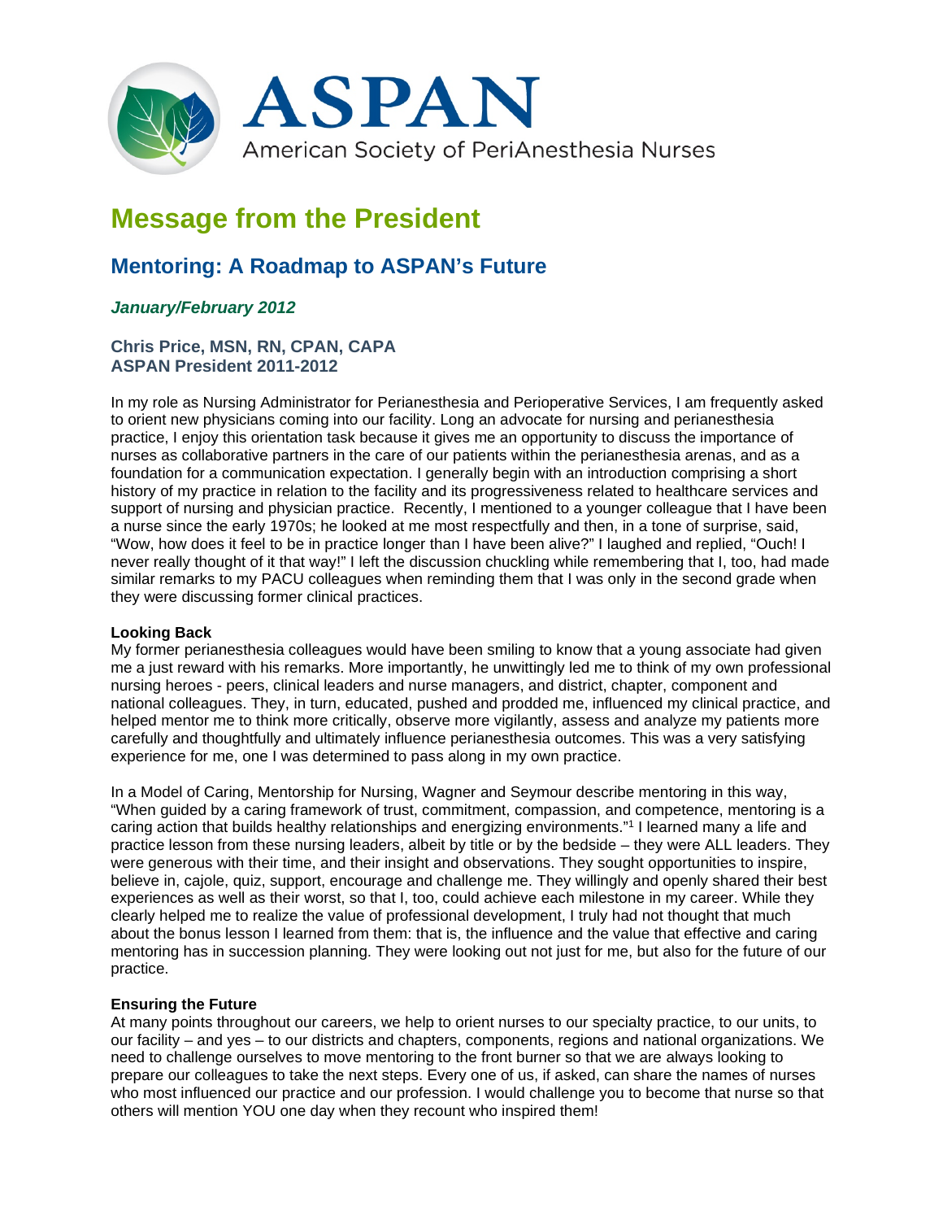# ASPAN

American Society of PeriAnesthesia Nurses

# Message from the President

## Mentoring: A Roadmap to ASPAN's Future

***January/February 2012***

**Chris Price, MSN, RN, CPAN, CAPA**
**ASPAN President 2011-2012**

In my role as Nursing Administrator for Perianesthesia and Perioperative Services, I am frequently asked to orient new physicians coming into our facility. Long an advocate for nursing and perianesthesia practice, I enjoy this orientation task because it gives me an opportunity to discuss the importance of nurses as collaborative partners in the care of our patients within the perianesthesia arenas, and as a foundation for a communication expectation. I generally begin with an introduction comprising a short history of my practice in relation to the facility and its progressiveness related to healthcare services and support of nursing and physician practice. Recently, I mentioned to a younger colleague that I have been a nurse since the early 1970s; he looked at me most respectfully and then, in a tone of surprise, said, "Wow, how does it feel to be in practice longer than I have been alive?" I laughed and replied, "Ouch! I never really thought of it that way!" I left the discussion chuckling while remembering that I, too, had made similar remarks to my PACU colleagues when reminding them that I was only in the second grade when they were discussing former clinical practices.

**Looking Back**

My former perianesthesia colleagues would have been smiling to know that a young associate had given me a just reward with his remarks. More importantly, he unwittingly led me to think of my own professional nursing heroes - peers, clinical leaders and nurse managers, and district, chapter, component and national colleagues. They, in turn, educated, pushed and prodded me, influenced my clinical practice, and helped mentor me to think more critically, observe more vigilantly, assess and analyze my patients more carefully and thoughtfully and ultimately influence perianesthesia outcomes. This was a very satisfying experience for me, one I was determined to pass along in my own practice.

In a Model of Caring, Mentorship for Nursing, Wagner and Seymour describe mentoring in this way, "When guided by a caring framework of trust, commitment, compassion, and competence, mentoring is a caring action that builds healthy relationships and energizing environments."[1] I learned many a life and practice lesson from these nursing leaders, albeit by title or by the bedside – they were ALL leaders. They were generous with their time, and their insight and observations. They sought opportunities to inspire, believe in, cajole, quiz, support, encourage and challenge me. They willingly and openly shared their best experiences as well as their worst, so that I, too, could achieve each milestone in my career. While they clearly helped me to realize the value of professional development, I truly had not thought that much about the bonus lesson I learned from them: that is, the influence and the value that effective and caring mentoring has in succession planning. They were looking out not just for me, but also for the future of our practice.

**Ensuring the Future**

At many points throughout our careers, we help to orient nurses to our specialty practice, to our units, to our facility – and yes – to our districts and chapters, components, regions and national organizations. We need to challenge ourselves to move mentoring to the front burner so that we are always looking to prepare our colleagues to take the next steps. Every one of us, if asked, can share the names of nurses who most influenced our practice and our profession. I would challenge you to become that nurse so that others will mention YOU one day when they recount who inspired them!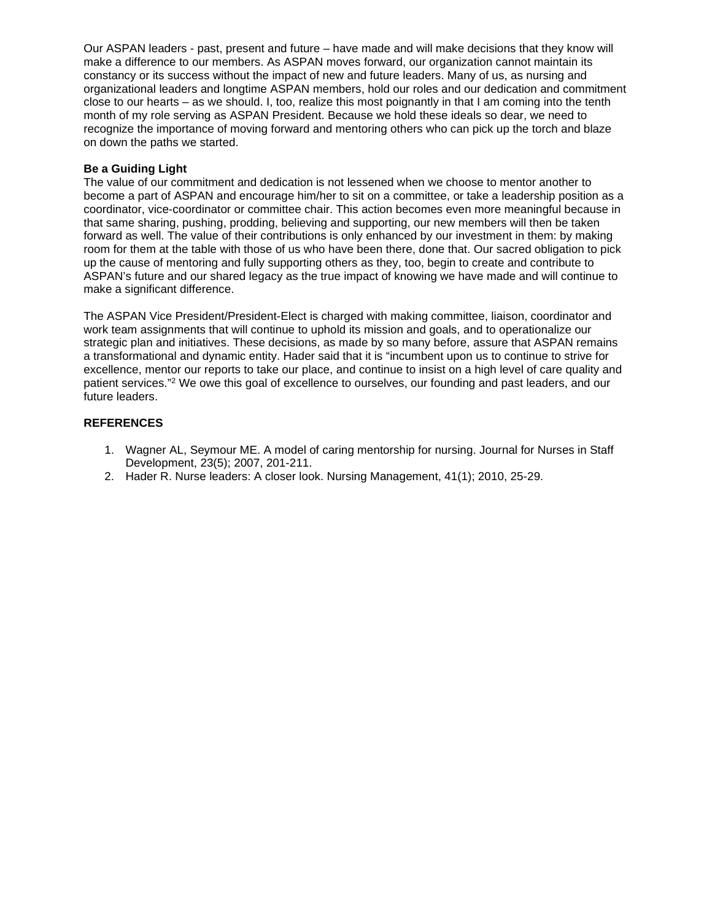Our ASPAN leaders - past, present and future – have made and will make decisions that they know will make a difference to our members. As ASPAN moves forward, our organization cannot maintain its constancy or its success without the impact of new and future leaders. Many of us, as nursing and organizational leaders and longtime ASPAN members, hold our roles and our dedication and commitment close to our hearts – as we should. I, too, realize this most poignantly in that I am coming into the tenth month of my role serving as ASPAN President. Because we hold these ideals so dear, we need to recognize the importance of moving forward and mentoring others who can pick up the torch and blaze on down the paths we started.

**Be a Guiding Light**

The value of our commitment and dedication is not lessened when we choose to mentor another to become a part of ASPAN and encourage him/her to sit on a committee, or take a leadership position as a coordinator, vice-coordinator or committee chair. This action becomes even more meaningful because in that same sharing, pushing, prodding, believing and supporting, our new members will then be taken forward as well. The value of their contributions is only enhanced by our investment in them: by making room for them at the table with those of us who have been there, done that. Our sacred obligation to pick up the cause of mentoring and fully supporting others as they, too, begin to create and contribute to ASPAN's future and our shared legacy as the true impact of knowing we have made and will continue to make a significant difference.

The ASPAN Vice President/President-Elect is charged with making committee, liaison, coordinator and work team assignments that will continue to uphold its mission and goals, and to operationalize our strategic plan and initiatives. These decisions, as made by so many before, assure that ASPAN remains a transformational and dynamic entity. Hader said that it is "incumbent upon us to continue to strive for excellence, mentor our reports to take our place, and continue to insist on a high level of care quality and patient services."[2] We owe this goal of excellence to ourselves, our founding and past leaders, and our future leaders.

**REFERENCES**

1. Wagner AL, Seymour ME. A model of caring mentorship for nursing. Journal for Nurses in Staff Development, 23(5); 2007, 201-211.
2. Hader R. Nurse leaders: A closer look. Nursing Management, 41(1); 2010, 25-29.